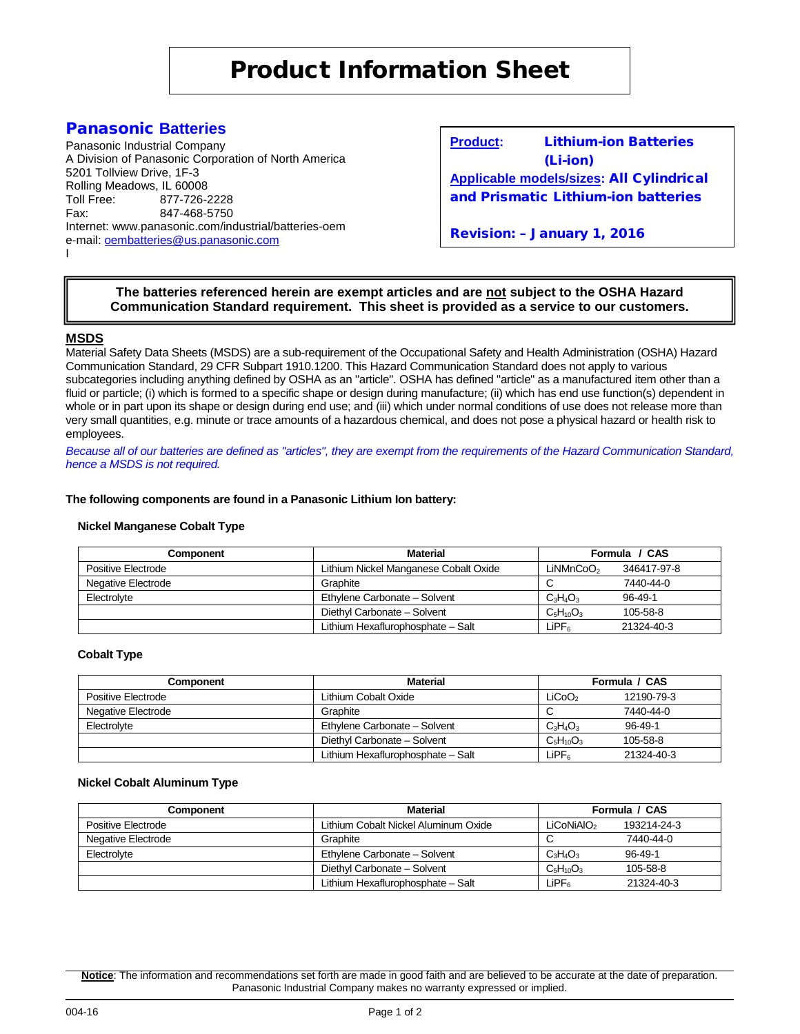# Product Information Sheet

## Panasonic Batteries

Panasonic Industrial Company
A Division of Panasonic Corporation of North America
5201 Tollview Drive, 1F-3
Rolling Meadows, IL 60008
Toll Free: 877-726-2228
Fax: 847-468-5750
Internet: www.panasonic.com/industrial/batteries-oem
e-mail: oembatteries@us.panasonic.com
I

**Product:** **Lithium-ion Batteries (Li-ion)**
**Applicable models/sizes:** **All Cylindrical and Prismatic Lithium-ion batteries**

**Revision: – January 1, 2016**

**The batteries referenced herein are exempt articles and are not subject to the OSHA Hazard Communication Standard requirement. This sheet is provided as a service to our customers.**

### MSDS

Material Safety Data Sheets (MSDS) are a sub-requirement of the Occupational Safety and Health Administration (OSHA) Hazard Communication Standard, 29 CFR Subpart 1910.1200. This Hazard Communication Standard does not apply to various subcategories including anything defined by OSHA as an "article". OSHA has defined "article" as a manufactured item other than a fluid or particle; (i) which is formed to a specific shape or design during manufacture; (ii) which has end use function(s) dependent in whole or in part upon its shape or design during end use; and (iii) which under normal conditions of use does not release more than very small quantities, e.g. minute or trace amounts of a hazardous chemical, and does not pose a physical hazard or health risk to employees.

*Because all of our batteries are defined as "articles", they are exempt from the requirements of the Hazard Communication Standard, hence a MSDS is not required.*

**The following components are found in a Panasonic Lithium Ion battery:**

**Nickel Manganese Cobalt Type**

| Component | Material | Formula | CAS |
|---|---|---|---|
| Positive Electrode | Lithium Nickel Manganese Cobalt Oxide | $LiNMnCoO_2$ | 346417-97-8 |
| Negative Electrode | Graphite | C | 7440-44-0 |
| Electrolyte | Ethylene Carbonate – Solvent | $C_3H_4O_3$ | 96-49-1 |
| | Diethyl Carbonate – Solvent | $C_5H_{10}O_3$ | 105-58-8 |
| | Lithium Hexaflurophosphate – Salt | $LiPF_6$ | 21324-40-3 |

**Cobalt Type**

| Component | Material | Formula | CAS |
|---|---|---|---|
| Positive Electrode | Lithium Cobalt Oxide | $LiCoO_2$ | 12190-79-3 |
| Negative Electrode | Graphite | C | 7440-44-0 |
| Electrolyte | Ethylene Carbonate – Solvent | $C_3H_4O_3$ | 96-49-1 |
| | Diethyl Carbonate – Solvent | $C_5H_{10}O_3$ | 105-58-8 |
| | Lithium Hexaflurophosphate – Salt | $LiPF_6$ | 21324-40-3 |

**Nickel Cobalt Aluminum Type**

| Component | Material | Formula | CAS |
|---|---|---|---|
| Positive Electrode | Lithium Cobalt Nickel Aluminum Oxide | $LiCoNiAlO_2$ | 193214-24-3 |
| Negative Electrode | Graphite | C | 7440-44-0 |
| Electrolyte | Ethylene Carbonate – Solvent | $C_3H_4O_3$ | 96-49-1 |
| | Diethyl Carbonate – Solvent | $C_5H_{10}O_3$ | 105-58-8 |
| | Lithium Hexaflurophosphate – Salt | $LiPF_6$ | 21324-40-3 |

**Notice**: The information and recommendations set forth are made in good faith and are believed to be accurate at the date of preparation. Panasonic Industrial Company makes no warranty expressed or implied.

004-16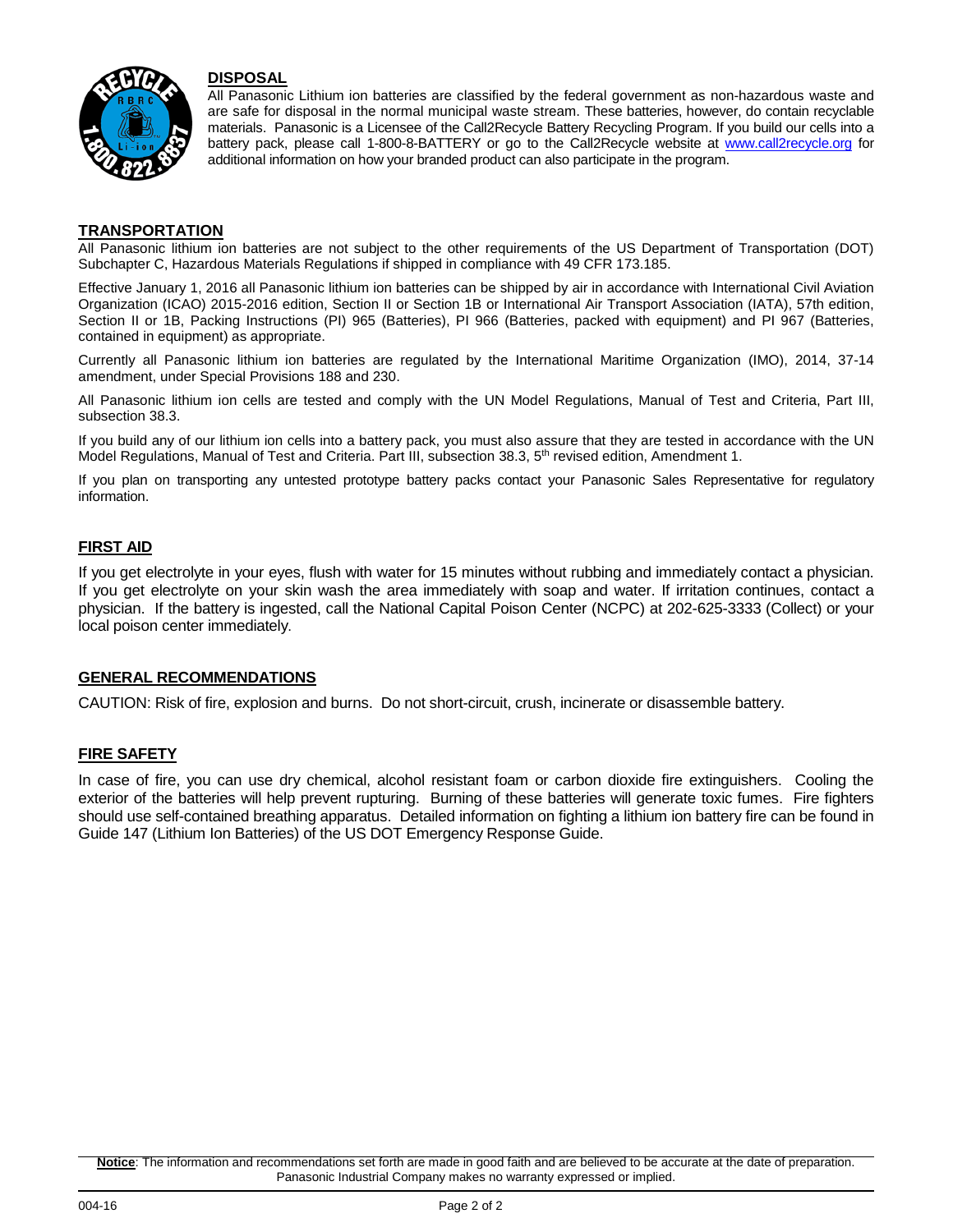## DISPOSAL

All Panasonic Lithium ion batteries are classified by the federal government as non-hazardous waste and are safe for disposal in the normal municipal waste stream. These batteries, however, do contain recyclable materials. Panasonic is a Licensee of the Call2Recycle Battery Recycling Program. If you build our cells into a battery pack, please call 1-800-8-BATTERY or go to the Call2Recycle website at www.call2recycle.org for additional information on how your branded product can also participate in the program.

## TRANSPORTATION

All Panasonic lithium ion batteries are not subject to the other requirements of the US Department of Transportation (DOT) Subchapter C, Hazardous Materials Regulations if shipped in compliance with 49 CFR 173.185.

Effective January 1, 2016 all Panasonic lithium ion batteries can be shipped by air in accordance with International Civil Aviation Organization (ICAO) 2015-2016 edition, Section II or Section 1B or International Air Transport Association (IATA), 57th edition, Section II or 1B, Packing Instructions (PI) 965 (Batteries), PI 966 (Batteries, packed with equipment) and PI 967 (Batteries, contained in equipment) as appropriate.

Currently all Panasonic lithium ion batteries are regulated by the International Maritime Organization (IMO), 2014, 37-14 amendment, under Special Provisions 188 and 230.

All Panasonic lithium ion cells are tested and comply with the UN Model Regulations, Manual of Test and Criteria, Part III, subsection 38.3.

If you build any of our lithium ion cells into a battery pack, you must also assure that they are tested in accordance with the UN Model Regulations, Manual of Test and Criteria. Part III, subsection 38.3, 5th revised edition, Amendment 1.

If you plan on transporting any untested prototype battery packs contact your Panasonic Sales Representative for regulatory information.

## FIRST AID

If you get electrolyte in your eyes, flush with water for 15 minutes without rubbing and immediately contact a physician. If you get electrolyte on your skin wash the area immediately with soap and water. If irritation continues, contact a physician. If the battery is ingested, call the National Capital Poison Center (NCPC) at 202-625-3333 (Collect) or your local poison center immediately.

## GENERAL RECOMMENDATIONS

CAUTION: Risk of fire, explosion and burns. Do not short-circuit, crush, incinerate or disassemble battery.

## FIRE SAFETY

In case of fire, you can use dry chemical, alcohol resistant foam or carbon dioxide fire extinguishers. Cooling the exterior of the batteries will help prevent rupturing. Burning of these batteries will generate toxic fumes. Fire fighters should use self-contained breathing apparatus. Detailed information on fighting a lithium ion battery fire can be found in Guide 147 (Lithium Ion Batteries) of the US DOT Emergency Response Guide.

**Notice**: The information and recommendations set forth are made in good faith and are believed to be accurate at the date of preparation. Panasonic Industrial Company makes no warranty expressed or implied.

004-16